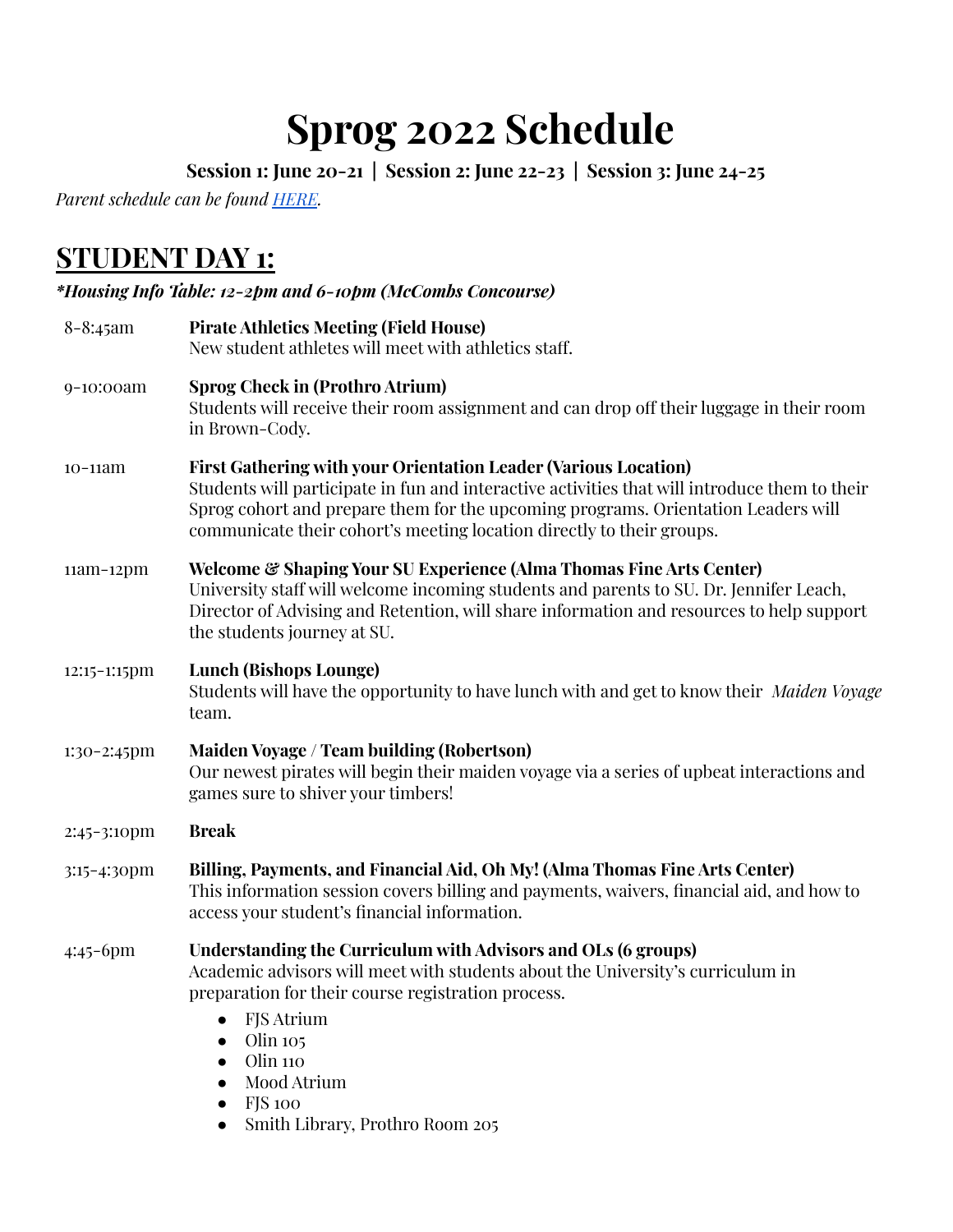# Sprog 2022 Schedule

**Session 1: June 20-21 | Session 2: June 22-23 | Session 3: June 24-25**

*Parent schedule can be found HERE.*

## STUDENT DAY 1:

***Housing Info Table: 12-2pm and 6-10pm (McCombs Concourse)***

8-8:45am — **Pirate Athletics Meeting (Field House)**
New student athletes will meet with athletics staff.

9-10:00am — **Sprog Check in (Prothro Atrium)**
Students will receive their room assignment and can drop off their luggage in their room in Brown-Cody.

10-11am — **First Gathering with your Orientation Leader (Various Location)**
Students will participate in fun and interactive activities that will introduce them to their Sprog cohort and prepare them for the upcoming programs. Orientation Leaders will communicate their cohort's meeting location directly to their groups.

11am-12pm — **Welcome & Shaping Your SU Experience (Alma Thomas Fine Arts Center)**
University staff will welcome incoming students and parents to SU. Dr. Jennifer Leach, Director of Advising and Retention, will share information and resources to help support the students journey at SU.

12:15-1:15pm — **Lunch (Bishops Lounge)**
Students will have the opportunity to have lunch with and get to know their *Maiden Voyage* team.

1:30-2:45pm — **Maiden Voyage / Team building (Robertson)**
Our newest pirates will begin their maiden voyage via a series of upbeat interactions and games sure to shiver your timbers!

2:45-3:10pm — **Break**

3:15-4:30pm — **Billing, Payments, and Financial Aid, Oh My! (Alma Thomas Fine Arts Center)**
This information session covers billing and payments, waivers, financial aid, and how to access your student's financial information.

4:45-6pm — **Understanding the Curriculum with Advisors and OLs (6 groups)**
Academic advisors will meet with students about the University's curriculum in preparation for their course registration process.

- FJS Atrium
- Olin 105
- Olin 110
- Mood Atrium
- FJS 100
- Smith Library, Prothro Room 205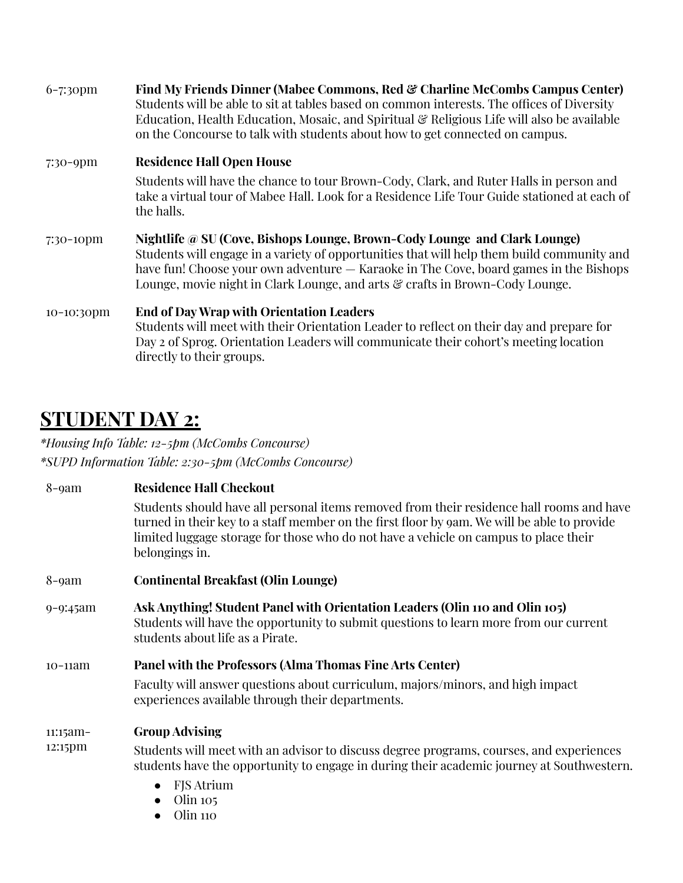6-7:30pm **Find My Friends Dinner (Mabee Commons, Red & Charline McCombs Campus Center)**
Students will be able to sit at tables based on common interests. The offices of Diversity Education, Health Education, Mosaic, and Spiritual & Religious Life will also be available on the Concourse to talk with students about how to get connected on campus.

7:30-9pm **Residence Hall Open House**

Students will have the chance to tour Brown-Cody, Clark, and Ruter Halls in person and take a virtual tour of Mabee Hall. Look for a Residence Life Tour Guide stationed at each of the halls.

7:30-10pm **Nightlife @ SU (Cove, Bishops Lounge, Brown-Cody Lounge and Clark Lounge)**
Students will engage in a variety of opportunities that will help them build community and have fun! Choose your own adventure — Karaoke in The Cove, board games in the Bishops Lounge, movie night in Clark Lounge, and arts & crafts in Brown-Cody Lounge.

10-10:30pm **End of Day Wrap with Orientation Leaders**
Students will meet with their Orientation Leader to reflect on their day and prepare for Day 2 of Sprog. Orientation Leaders will communicate their cohort's meeting location directly to their groups.

## STUDENT DAY 2:

*\*Housing Info Table: 12-5pm (McCombs Concourse)*
*\*SUPD Information Table: 2:30-5pm (McCombs Concourse)*

8-9am **Residence Hall Checkout**

Students should have all personal items removed from their residence hall rooms and have turned in their key to a staff member on the first floor by 9am. We will be able to provide limited luggage storage for those who do not have a vehicle on campus to place their belongings in.

8-9am **Continental Breakfast (Olin Lounge)**

9-9:45am **Ask Anything! Student Panel with Orientation Leaders (Olin 110 and Olin 105)**
Students will have the opportunity to submit questions to learn more from our current students about life as a Pirate.

10-11am **Panel with the Professors (Alma Thomas Fine Arts Center)**

Faculty will answer questions about curriculum, majors/minors, and high impact experiences available through their departments.

11:15am-12:15pm **Group Advising**

Students will meet with an advisor to discuss degree programs, courses, and experiences students have the opportunity to engage in during their academic journey at Southwestern.

- FJS Atrium
- Olin 105
- Olin 110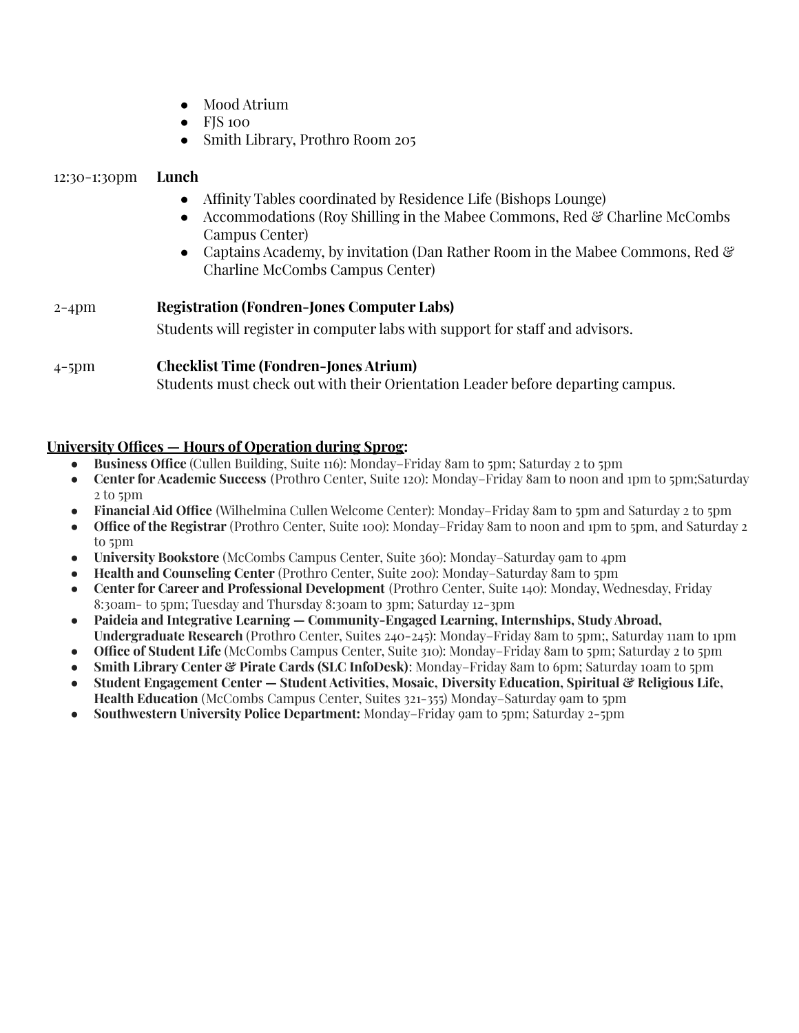- Mood Atrium
- FJS 100
- Smith Library, Prothro Room 205

12:30-1:30pm **Lunch**

- Affinity Tables coordinated by Residence Life (Bishops Lounge)
- Accommodations (Roy Shilling in the Mabee Commons, Red & Charline McCombs Campus Center)
- Captains Academy, by invitation (Dan Rather Room in the Mabee Commons, Red & Charline McCombs Campus Center)

2-4pm **Registration (Fondren-Jones Computer Labs)**

Students will register in computer labs with support for staff and advisors.

4-5pm **Checklist Time (Fondren-Jones Atrium)**

Students must check out with their Orientation Leader before departing campus.

**University Offices — Hours of Operation during Sprog:**

- **Business Office** (Cullen Building, Suite 116): Monday–Friday 8am to 5pm; Saturday 2 to 5pm
- **Center for Academic Success** (Prothro Center, Suite 120): Monday–Friday 8am to noon and 1pm to 5pm;Saturday 2 to 5pm
- **Financial Aid Office** (Wilhelmina Cullen Welcome Center): Monday–Friday 8am to 5pm and Saturday 2 to 5pm
- **Office of the Registrar** (Prothro Center, Suite 100): Monday–Friday 8am to noon and 1pm to 5pm, and Saturday 2 to 5pm
- **University Bookstore** (McCombs Campus Center, Suite 360): Monday–Saturday 9am to 4pm
- **Health and Counseling Center** (Prothro Center, Suite 200): Monday–Saturday 8am to 5pm
- **Center for Career and Professional Development** (Prothro Center, Suite 140): Monday, Wednesday, Friday 8:30am- to 5pm; Tuesday and Thursday 8:30am to 3pm; Saturday 12-3pm
- **Paideia and Integrative Learning — Community-Engaged Learning, Internships, Study Abroad, Undergraduate Research** (Prothro Center, Suites 240-245): Monday–Friday 8am to 5pm;, Saturday 11am to 1pm
- **Office of Student Life** (McCombs Campus Center, Suite 310): Monday–Friday 8am to 5pm; Saturday 2 to 5pm
- **Smith Library Center & Pirate Cards (SLC InfoDesk)**: Monday–Friday 8am to 6pm; Saturday 10am to 5pm
- **Student Engagement Center — Student Activities, Mosaic, Diversity Education, Spiritual & Religious Life, Health Education** (McCombs Campus Center, Suites 321-355) Monday–Saturday 9am to 5pm
- **Southwestern University Police Department:** Monday–Friday 9am to 5pm; Saturday 2-5pm